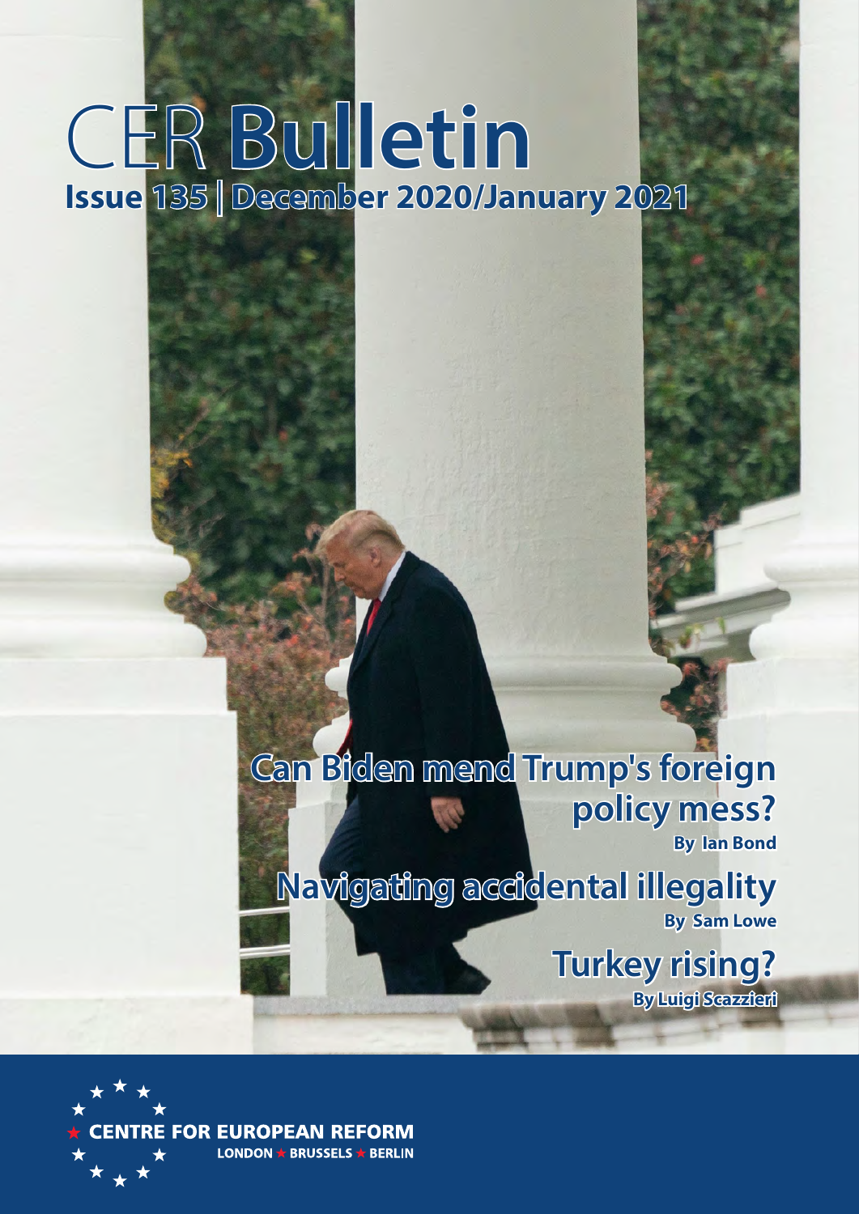# CER Bulletin

**Issue 135 | December 2020/January 2021**

## Can Biden mend Trump's foreign policy mess?

**By Ian Bond**

## Navigating accidental illegality

**By Sam Lowe**

## Turkey rising?

**By Luigi Scazzieri**

CENTRE FOR EUROPEAN REFORM

LONDON ★ BRUSSELS ★ BERLIN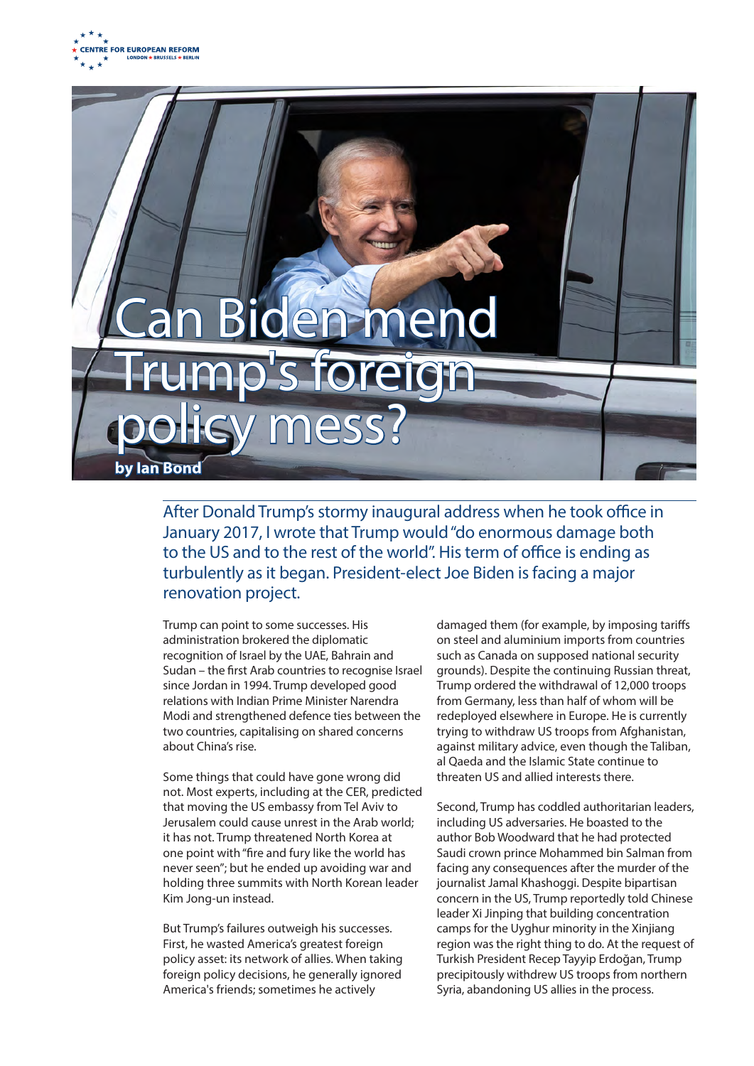# Can Biden mend Trump's foreign policy mess?

**by Ian Bond**

After Donald Trump's stormy inaugural address when he took office in January 2017, I wrote that Trump would "do enormous damage both to the US and to the rest of the world". His term of office is ending as turbulently as it began. President-elect Joe Biden is facing a major renovation project.

Trump can point to some successes. His administration brokered the diplomatic recognition of Israel by the UAE, Bahrain and Sudan – the first Arab countries to recognise Israel since Jordan in 1994. Trump developed good relations with Indian Prime Minister Narendra Modi and strengthened defence ties between the two countries, capitalising on shared concerns about China's rise.

Some things that could have gone wrong did not. Most experts, including at the CER, predicted that moving the US embassy from Tel Aviv to Jerusalem could cause unrest in the Arab world; it has not. Trump threatened North Korea at one point with "fire and fury like the world has never seen"; but he ended up avoiding war and holding three summits with North Korean leader Kim Jong-un instead.

But Trump's failures outweigh his successes. First, he wasted America's greatest foreign policy asset: its network of allies. When taking foreign policy decisions, he generally ignored America's friends; sometimes he actively damaged them (for example, by imposing tariffs on steel and aluminium imports from countries such as Canada on supposed national security grounds). Despite the continuing Russian threat, Trump ordered the withdrawal of 12,000 troops from Germany, less than half of whom will be redeployed elsewhere in Europe. He is currently trying to withdraw US troops from Afghanistan, against military advice, even though the Taliban, al Qaeda and the Islamic State continue to threaten US and allied interests there.

Second, Trump has coddled authoritarian leaders, including US adversaries. He boasted to the author Bob Woodward that he had protected Saudi crown prince Mohammed bin Salman from facing any consequences after the murder of the journalist Jamal Khashoggi. Despite bipartisan concern in the US, Trump reportedly told Chinese leader Xi Jinping that building concentration camps for the Uyghur minority in the Xinjiang region was the right thing to do. At the request of Turkish President Recep Tayyip Erdoğan, Trump precipitously withdrew US troops from northern Syria, abandoning US allies in the process.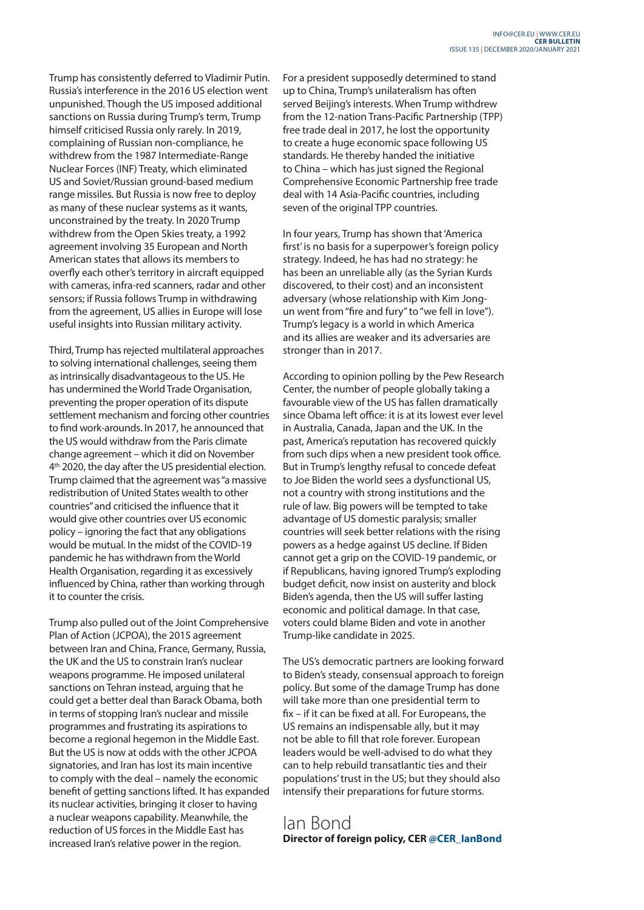Trump has consistently deferred to Vladimir Putin. Russia's interference in the 2016 US election went unpunished. Though the US imposed additional sanctions on Russia during Trump's term, Trump himself criticised Russia only rarely. In 2019, complaining of Russian non-compliance, he withdrew from the 1987 Intermediate-Range Nuclear Forces (INF) Treaty, which eliminated US and Soviet/Russian ground-based medium range missiles. But Russia is now free to deploy as many of these nuclear systems as it wants, unconstrained by the treaty. In 2020 Trump withdrew from the Open Skies treaty, a 1992 agreement involving 35 European and North American states that allows its members to overfly each other's territory in aircraft equipped with cameras, infra-red scanners, radar and other sensors; if Russia follows Trump in withdrawing from the agreement, US allies in Europe will lose useful insights into Russian military activity.

Third, Trump has rejected multilateral approaches to solving international challenges, seeing them as intrinsically disadvantageous to the US. He has undermined the World Trade Organisation, preventing the proper operation of its dispute settlement mechanism and forcing other countries to find work-arounds. In 2017, he announced that the US would withdraw from the Paris climate change agreement – which it did on November 4th 2020, the day after the US presidential election. Trump claimed that the agreement was "a massive redistribution of United States wealth to other countries" and criticised the influence that it would give other countries over US economic policy – ignoring the fact that any obligations would be mutual. In the midst of the COVID-19 pandemic he has withdrawn from the World Health Organisation, regarding it as excessively influenced by China, rather than working through it to counter the crisis.

Trump also pulled out of the Joint Comprehensive Plan of Action (JCPOA), the 2015 agreement between Iran and China, France, Germany, Russia, the UK and the US to constrain Iran's nuclear weapons programme. He imposed unilateral sanctions on Tehran instead, arguing that he could get a better deal than Barack Obama, both in terms of stopping Iran's nuclear and missile programmes and frustrating its aspirations to become a regional hegemon in the Middle East. But the US is now at odds with the other JCPOA signatories, and Iran has lost its main incentive to comply with the deal – namely the economic benefit of getting sanctions lifted. It has expanded its nuclear activities, bringing it closer to having a nuclear weapons capability. Meanwhile, the reduction of US forces in the Middle East has increased Iran's relative power in the region.

For a president supposedly determined to stand up to China, Trump's unilateralism has often served Beijing's interests. When Trump withdrew from the 12-nation Trans-Pacific Partnership (TPP) free trade deal in 2017, he lost the opportunity to create a huge economic space following US standards. He thereby handed the initiative to China – which has just signed the Regional Comprehensive Economic Partnership free trade deal with 14 Asia-Pacific countries, including seven of the original TPP countries.

In four years, Trump has shown that 'America first' is no basis for a superpower's foreign policy strategy. Indeed, he has had no strategy: he has been an unreliable ally (as the Syrian Kurds discovered, to their cost) and an inconsistent adversary (whose relationship with Kim Jong-un went from "fire and fury" to "we fell in love"). Trump's legacy is a world in which America and its allies are weaker and its adversaries are stronger than in 2017.

According to opinion polling by the Pew Research Center, the number of people globally taking a favourable view of the US has fallen dramatically since Obama left office: it is at its lowest ever level in Australia, Canada, Japan and the UK. In the past, America's reputation has recovered quickly from such dips when a new president took office. But in Trump's lengthy refusal to concede defeat to Joe Biden the world sees a dysfunctional US, not a country with strong institutions and the rule of law. Big powers will be tempted to take advantage of US domestic paralysis; smaller countries will seek better relations with the rising powers as a hedge against US decline. If Biden cannot get a grip on the COVID-19 pandemic, or if Republicans, having ignored Trump's exploding budget deficit, now insist on austerity and block Biden's agenda, then the US will suffer lasting economic and political damage. In that case, voters could blame Biden and vote in another Trump-like candidate in 2025.

The US's democratic partners are looking forward to Biden's steady, consensual approach to foreign policy. But some of the damage Trump has done will take more than one presidential term to fix – if it can be fixed at all. For Europeans, the US remains an indispensable ally, but it may not be able to fill that role forever. European leaders would be well-advised to do what they can to help rebuild transatlantic ties and their populations' trust in the US; but they should also intensify their preparations for future storms.

Ian Bond
**Director of foreign policy, CER @CER_IanBond**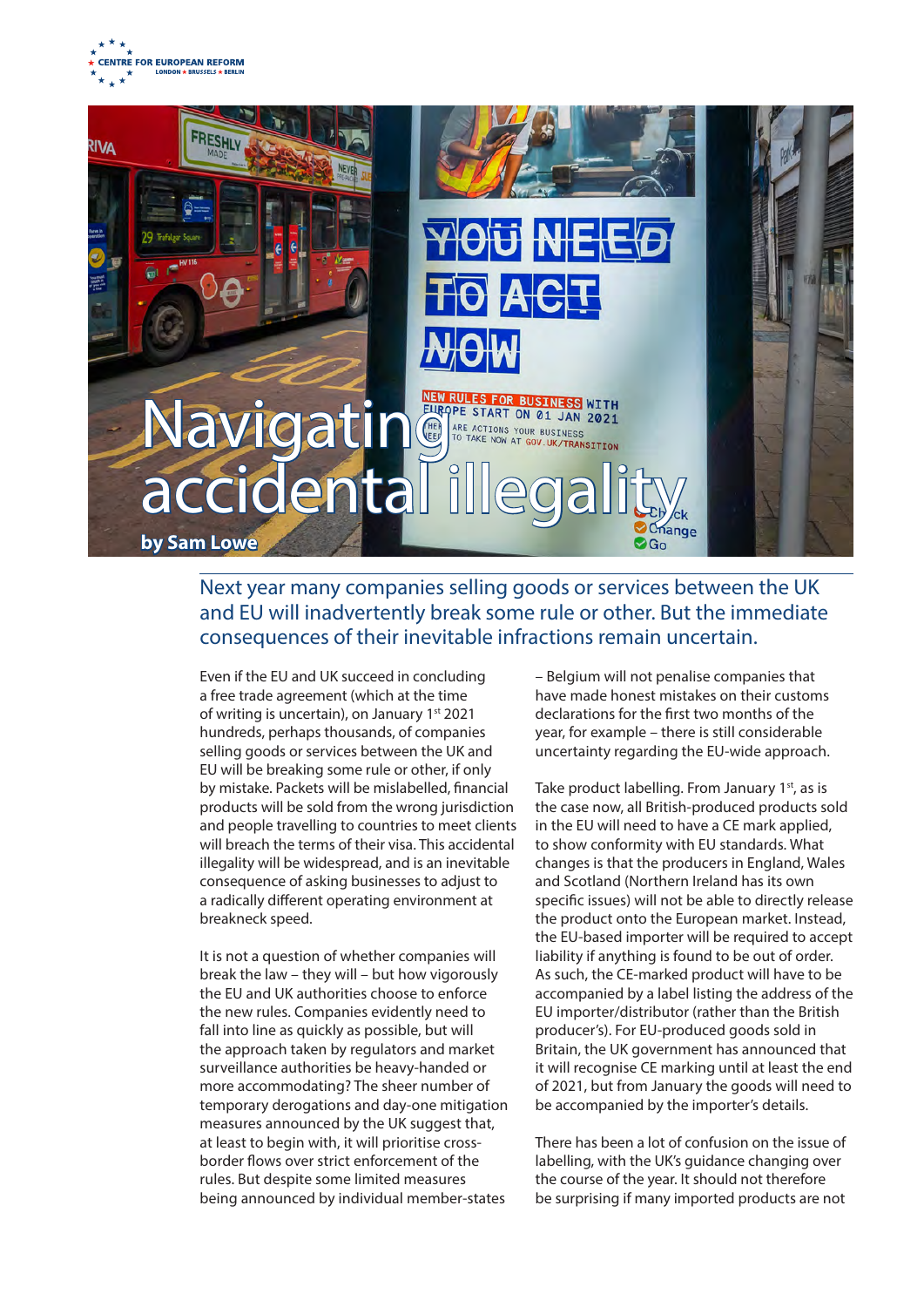# Navigating accidental illegality

**by Sam Lowe**

Next year many companies selling goods or services between the UK and EU will inadvertently break some rule or other. But the immediate consequences of their inevitable infractions remain uncertain.

Even if the EU and UK succeed in concluding a free trade agreement (which at the time of writing is uncertain), on January 1st 2021 hundreds, perhaps thousands, of companies selling goods or services between the UK and EU will be breaking some rule or other, if only by mistake. Packets will be mislabelled, financial products will be sold from the wrong jurisdiction and people travelling to countries to meet clients will breach the terms of their visa. This accidental illegality will be widespread, and is an inevitable consequence of asking businesses to adjust to a radically different operating environment at breakneck speed.

It is not a question of whether companies will break the law – they will – but how vigorously the EU and UK authorities choose to enforce the new rules. Companies evidently need to fall into line as quickly as possible, but will the approach taken by regulators and market surveillance authorities be heavy-handed or more accommodating? The sheer number of temporary derogations and day-one mitigation measures announced by the UK suggest that, at least to begin with, it will prioritise cross-border flows over strict enforcement of the rules. But despite some limited measures being announced by individual member-states – Belgium will not penalise companies that have made honest mistakes on their customs declarations for the first two months of the year, for example – there is still considerable uncertainty regarding the EU-wide approach.

Take product labelling. From January 1st, as is the case now, all British-produced products sold in the EU will need to have a CE mark applied, to show conformity with EU standards. What changes is that the producers in England, Wales and Scotland (Northern Ireland has its own specific issues) will not be able to directly release the product onto the European market. Instead, the EU-based importer will be required to accept liability if anything is found to be out of order. As such, the CE-marked product will have to be accompanied by a label listing the address of the EU importer/distributor (rather than the British producer's). For EU-produced goods sold in Britain, the UK government has announced that it will recognise CE marking until at least the end of 2021, but from January the goods will need to be accompanied by the importer's details.

There has been a lot of confusion on the issue of labelling, with the UK's guidance changing over the course of the year. It should not therefore be surprising if many imported products are not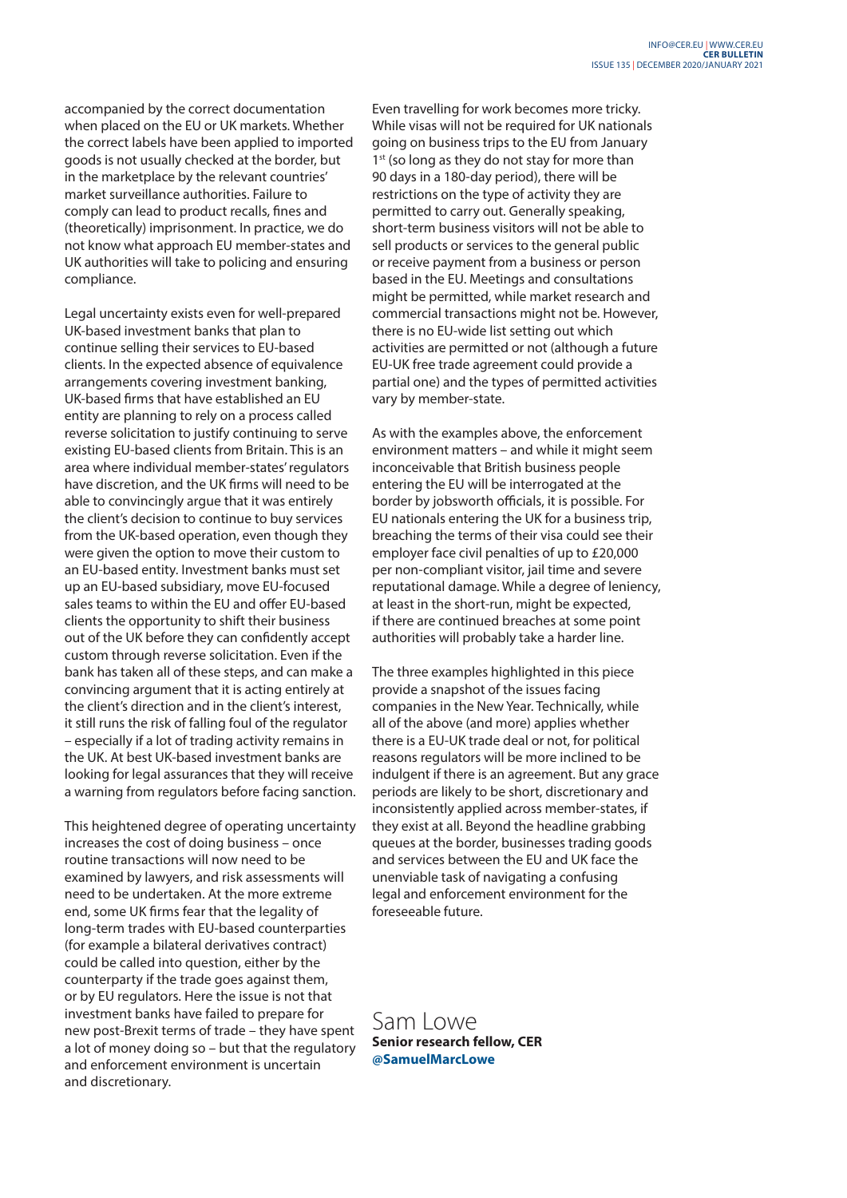accompanied by the correct documentation when placed on the EU or UK markets. Whether the correct labels have been applied to imported goods is not usually checked at the border, but in the marketplace by the relevant countries' market surveillance authorities. Failure to comply can lead to product recalls, fines and (theoretically) imprisonment. In practice, we do not know what approach EU member-states and UK authorities will take to policing and ensuring compliance.

Legal uncertainty exists even for well-prepared UK-based investment banks that plan to continue selling their services to EU-based clients. In the expected absence of equivalence arrangements covering investment banking, UK-based firms that have established an EU entity are planning to rely on a process called reverse solicitation to justify continuing to serve existing EU-based clients from Britain. This is an area where individual member-states' regulators have discretion, and the UK firms will need to be able to convincingly argue that it was entirely the client's decision to continue to buy services from the UK-based operation, even though they were given the option to move their custom to an EU-based entity. Investment banks must set up an EU-based subsidiary, move EU-focused sales teams to within the EU and offer EU-based clients the opportunity to shift their business out of the UK before they can confidently accept custom through reverse solicitation. Even if the bank has taken all of these steps, and can make a convincing argument that it is acting entirely at the client's direction and in the client's interest, it still runs the risk of falling foul of the regulator – especially if a lot of trading activity remains in the UK. At best UK-based investment banks are looking for legal assurances that they will receive a warning from regulators before facing sanction.

This heightened degree of operating uncertainty increases the cost of doing business – once routine transactions will now need to be examined by lawyers, and risk assessments will need to be undertaken. At the more extreme end, some UK firms fear that the legality of long-term trades with EU-based counterparties (for example a bilateral derivatives contract) could be called into question, either by the counterparty if the trade goes against them, or by EU regulators. Here the issue is not that investment banks have failed to prepare for new post-Brexit terms of trade – they have spent a lot of money doing so – but that the regulatory and enforcement environment is uncertain and discretionary.

Even travelling for work becomes more tricky. While visas will not be required for UK nationals going on business trips to the EU from January 1st (so long as they do not stay for more than 90 days in a 180-day period), there will be restrictions on the type of activity they are permitted to carry out. Generally speaking, short-term business visitors will not be able to sell products or services to the general public or receive payment from a business or person based in the EU. Meetings and consultations might be permitted, while market research and commercial transactions might not be. However, there is no EU-wide list setting out which activities are permitted or not (although a future EU-UK free trade agreement could provide a partial one) and the types of permitted activities vary by member-state.

As with the examples above, the enforcement environment matters – and while it might seem inconceivable that British business people entering the EU will be interrogated at the border by jobsworth officials, it is possible. For EU nationals entering the UK for a business trip, breaching the terms of their visa could see their employer face civil penalties of up to £20,000 per non-compliant visitor, jail time and severe reputational damage. While a degree of leniency, at least in the short-run, might be expected, if there are continued breaches at some point authorities will probably take a harder line.

The three examples highlighted in this piece provide a snapshot of the issues facing companies in the New Year. Technically, while all of the above (and more) applies whether there is a EU-UK trade deal or not, for political reasons regulators will be more inclined to be indulgent if there is an agreement. But any grace periods are likely to be short, discretionary and inconsistently applied across member-states, if they exist at all. Beyond the headline grabbing queues at the border, businesses trading goods and services between the EU and UK face the unenviable task of navigating a confusing legal and enforcement environment for the foreseeable future.

Sam Lowe
**Senior research fellow, CER**
**@SamuelMarcLowe**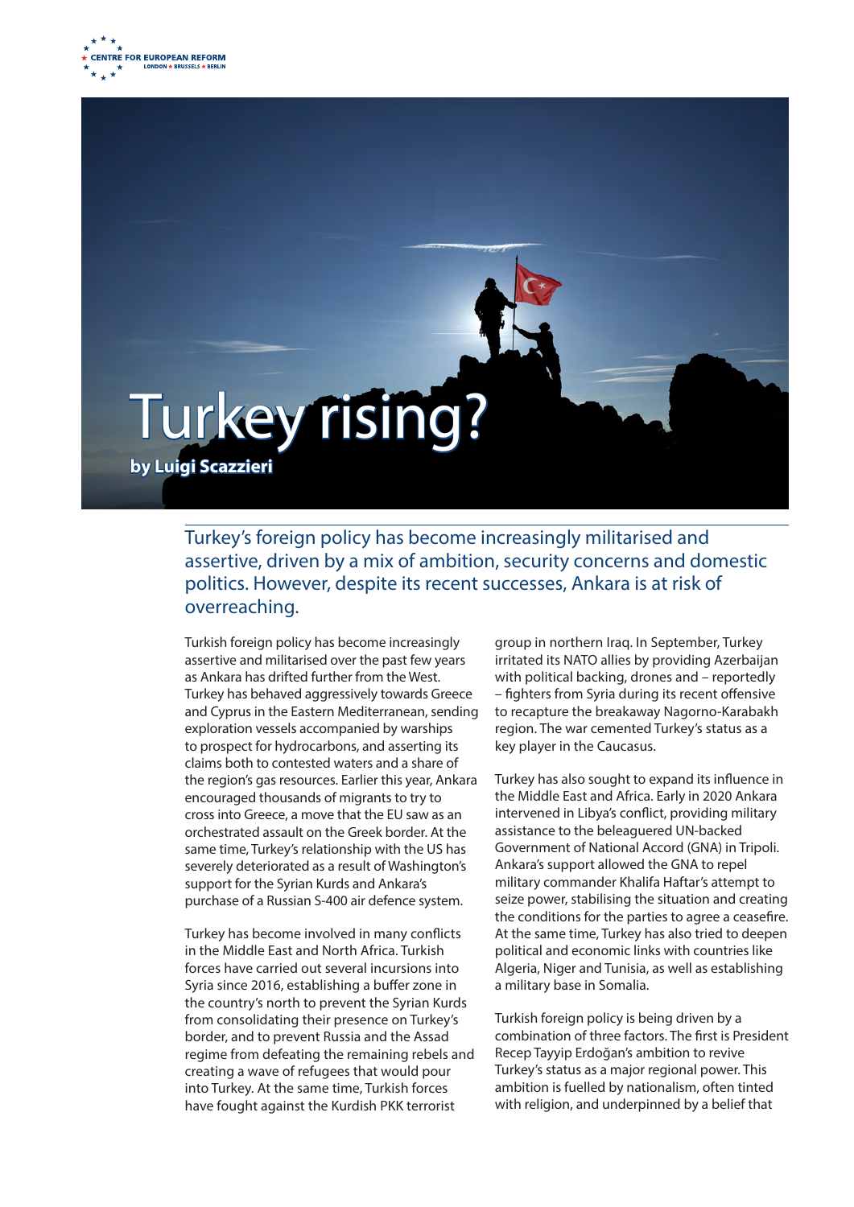CENTRE FOR EUROPEAN REFORM
LONDON ★ BRUSSELS ★ BERLIN

# Turkey rising?

**by Luigi Scazzieri**

Turkey's foreign policy has become increasingly militarised and assertive, driven by a mix of ambition, security concerns and domestic politics. However, despite its recent successes, Ankara is at risk of overreaching.

Turkish foreign policy has become increasingly assertive and militarised over the past few years as Ankara has drifted further from the West. Turkey has behaved aggressively towards Greece and Cyprus in the Eastern Mediterranean, sending exploration vessels accompanied by warships to prospect for hydrocarbons, and asserting its claims both to contested waters and a share of the region's gas resources. Earlier this year, Ankara encouraged thousands of migrants to try to cross into Greece, a move that the EU saw as an orchestrated assault on the Greek border. At the same time, Turkey's relationship with the US has severely deteriorated as a result of Washington's support for the Syrian Kurds and Ankara's purchase of a Russian S-400 air defence system.

Turkey has become involved in many conflicts in the Middle East and North Africa. Turkish forces have carried out several incursions into Syria since 2016, establishing a buffer zone in the country's north to prevent the Syrian Kurds from consolidating their presence on Turkey's border, and to prevent Russia and the Assad regime from defeating the remaining rebels and creating a wave of refugees that would pour into Turkey. At the same time, Turkish forces have fought against the Kurdish PKK terrorist group in northern Iraq. In September, Turkey irritated its NATO allies by providing Azerbaijan with political backing, drones and – reportedly – fighters from Syria during its recent offensive to recapture the breakaway Nagorno-Karabakh region. The war cemented Turkey's status as a key player in the Caucasus.

Turkey has also sought to expand its influence in the Middle East and Africa. Early in 2020 Ankara intervened in Libya's conflict, providing military assistance to the beleaguered UN-backed Government of National Accord (GNA) in Tripoli. Ankara's support allowed the GNA to repel military commander Khalifa Haftar's attempt to seize power, stabilising the situation and creating the conditions for the parties to agree a ceasefire. At the same time, Turkey has also tried to deepen political and economic links with countries like Algeria, Niger and Tunisia, as well as establishing a military base in Somalia.

Turkish foreign policy is being driven by a combination of three factors. The first is President Recep Tayyip Erdoğan's ambition to revive Turkey's status as a major regional power. This ambition is fuelled by nationalism, often tinted with religion, and underpinned by a belief that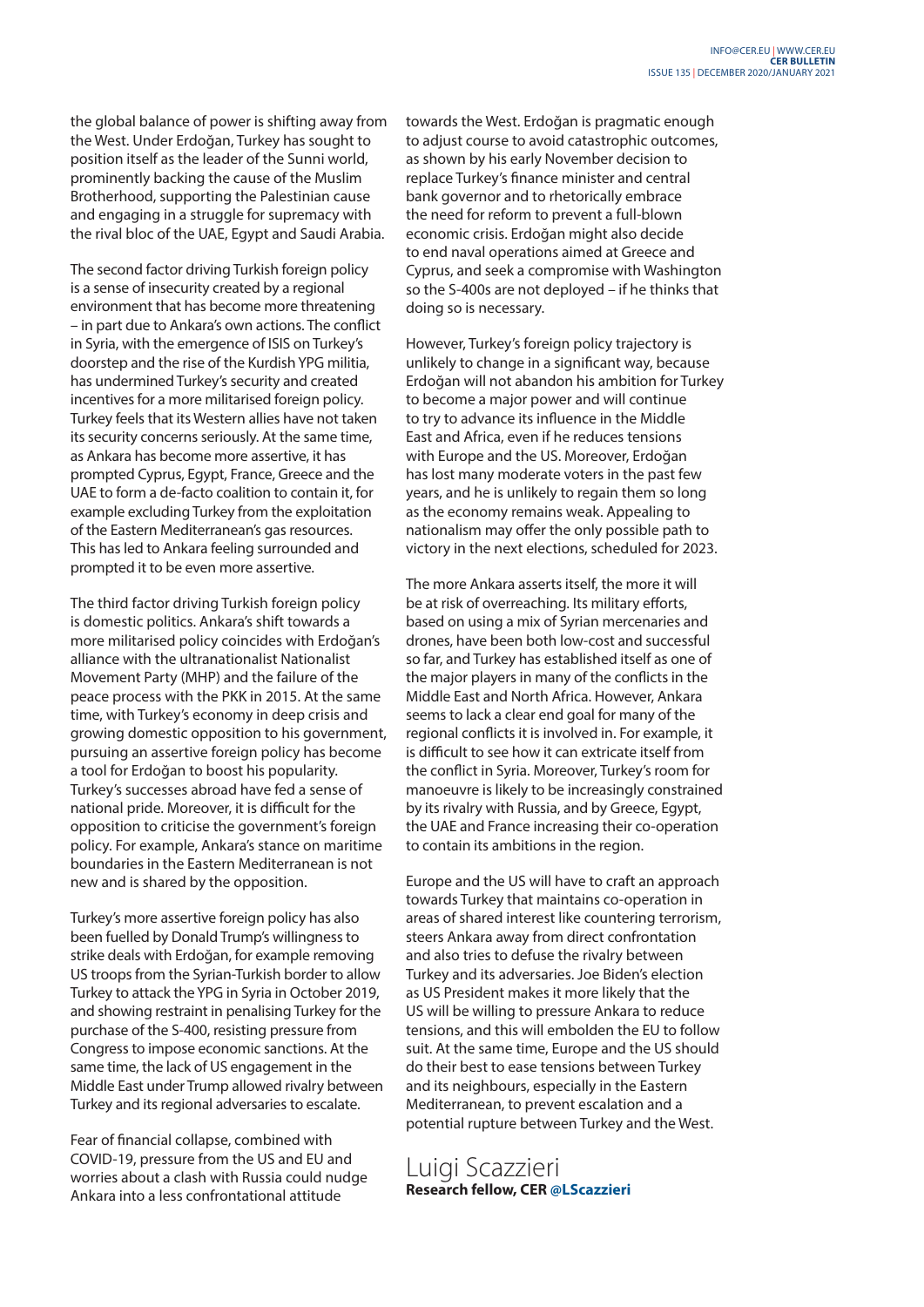the global balance of power is shifting away from the West. Under Erdoğan, Turkey has sought to position itself as the leader of the Sunni world, prominently backing the cause of the Muslim Brotherhood, supporting the Palestinian cause and engaging in a struggle for supremacy with the rival bloc of the UAE, Egypt and Saudi Arabia.

The second factor driving Turkish foreign policy is a sense of insecurity created by a regional environment that has become more threatening – in part due to Ankara's own actions. The conflict in Syria, with the emergence of ISIS on Turkey's doorstep and the rise of the Kurdish YPG militia, has undermined Turkey's security and created incentives for a more militarised foreign policy. Turkey feels that its Western allies have not taken its security concerns seriously. At the same time, as Ankara has become more assertive, it has prompted Cyprus, Egypt, France, Greece and the UAE to form a de-facto coalition to contain it, for example excluding Turkey from the exploitation of the Eastern Mediterranean's gas resources. This has led to Ankara feeling surrounded and prompted it to be even more assertive.

The third factor driving Turkish foreign policy is domestic politics. Ankara's shift towards a more militarised policy coincides with Erdoğan's alliance with the ultranationalist Nationalist Movement Party (MHP) and the failure of the peace process with the PKK in 2015. At the same time, with Turkey's economy in deep crisis and growing domestic opposition to his government, pursuing an assertive foreign policy has become a tool for Erdoğan to boost his popularity. Turkey's successes abroad have fed a sense of national pride. Moreover, it is difficult for the opposition to criticise the government's foreign policy. For example, Ankara's stance on maritime boundaries in the Eastern Mediterranean is not new and is shared by the opposition.

Turkey's more assertive foreign policy has also been fuelled by Donald Trump's willingness to strike deals with Erdoğan, for example removing US troops from the Syrian-Turkish border to allow Turkey to attack the YPG in Syria in October 2019, and showing restraint in penalising Turkey for the purchase of the S-400, resisting pressure from Congress to impose economic sanctions. At the same time, the lack of US engagement in the Middle East under Trump allowed rivalry between Turkey and its regional adversaries to escalate.

Fear of financial collapse, combined with COVID-19, pressure from the US and EU and worries about a clash with Russia could nudge Ankara into a less confrontational attitude towards the West. Erdoğan is pragmatic enough to adjust course to avoid catastrophic outcomes, as shown by his early November decision to replace Turkey's finance minister and central bank governor and to rhetorically embrace the need for reform to prevent a full-blown economic crisis. Erdoğan might also decide to end naval operations aimed at Greece and Cyprus, and seek a compromise with Washington so the S-400s are not deployed – if he thinks that doing so is necessary.

However, Turkey's foreign policy trajectory is unlikely to change in a significant way, because Erdoğan will not abandon his ambition for Turkey to become a major power and will continue to try to advance its influence in the Middle East and Africa, even if he reduces tensions with Europe and the US. Moreover, Erdoğan has lost many moderate voters in the past few years, and he is unlikely to regain them so long as the economy remains weak. Appealing to nationalism may offer the only possible path to victory in the next elections, scheduled for 2023.

The more Ankara asserts itself, the more it will be at risk of overreaching. Its military efforts, based on using a mix of Syrian mercenaries and drones, have been both low-cost and successful so far, and Turkey has established itself as one of the major players in many of the conflicts in the Middle East and North Africa. However, Ankara seems to lack a clear end goal for many of the regional conflicts it is involved in. For example, it is difficult to see how it can extricate itself from the conflict in Syria. Moreover, Turkey's room for manoeuvre is likely to be increasingly constrained by its rivalry with Russia, and by Greece, Egypt, the UAE and France increasing their co-operation to contain its ambitions in the region.

Europe and the US will have to craft an approach towards Turkey that maintains co-operation in areas of shared interest like countering terrorism, steers Ankara away from direct confrontation and also tries to defuse the rivalry between Turkey and its adversaries. Joe Biden's election as US President makes it more likely that the US will be willing to pressure Ankara to reduce tensions, and this will embolden the EU to follow suit. At the same time, Europe and the US should do their best to ease tensions between Turkey and its neighbours, especially in the Eastern Mediterranean, to prevent escalation and a potential rupture between Turkey and the West.

Luigi Scazzieri
**Research fellow, CER @LScazzieri**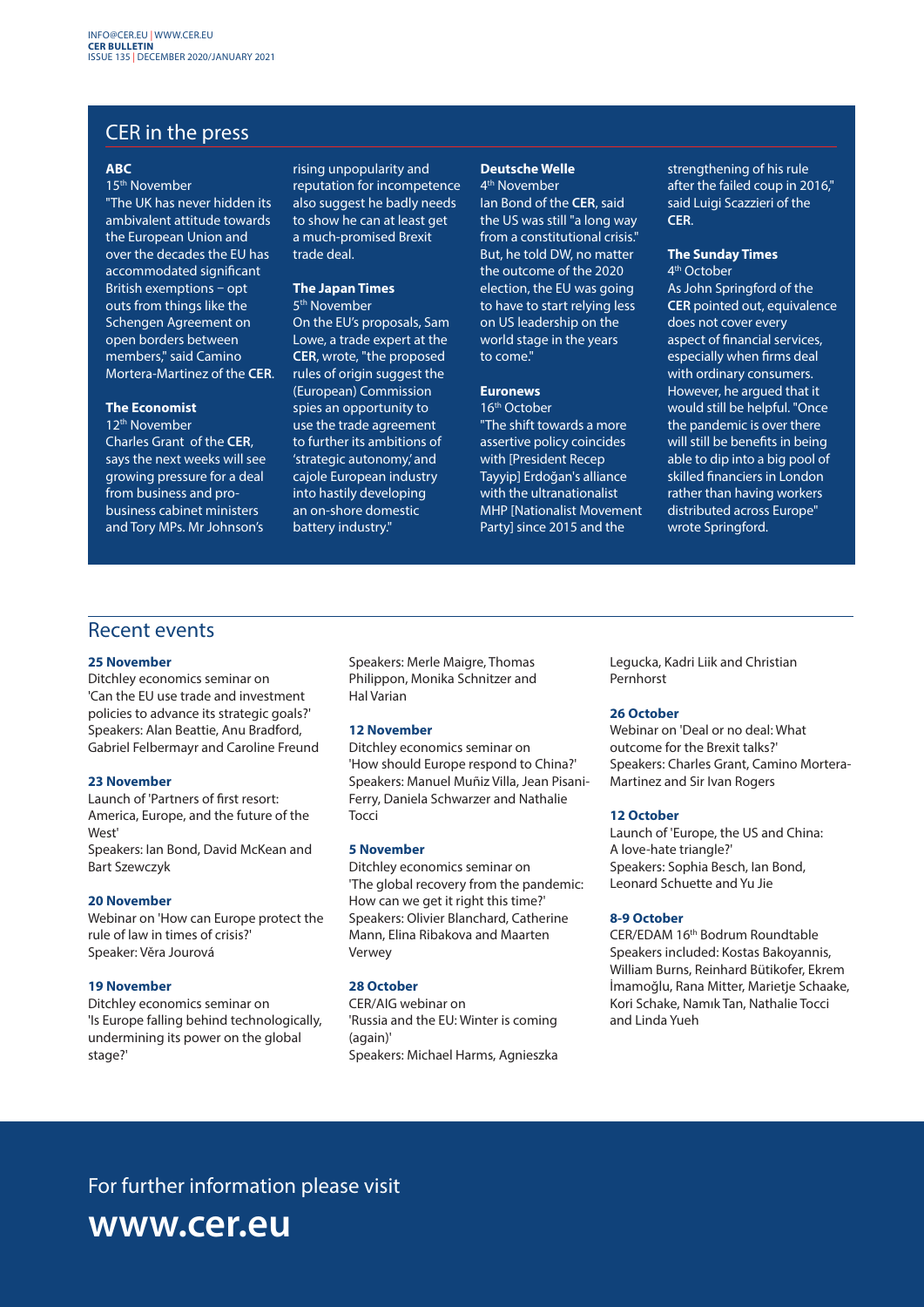## CER in the press

**ABC**
15th November
"The UK has never hidden its ambivalent attitude towards the European Union and over the decades the EU has accommodated significant British exemptions – opt outs from things like the Schengen Agreement on open borders between members," said Camino Mortera-Martinez of the **CER**.

**The Economist**
12th November
Charles Grant of the **CER**, says the next weeks will see growing pressure for a deal from business and pro-business cabinet ministers and Tory MPs. Mr Johnson's rising unpopularity and reputation for incompetence also suggest he badly needs to show he can at least get a much-promised Brexit trade deal.

**The Japan Times**
5th November
On the EU's proposals, Sam Lowe, a trade expert at the **CER**, wrote, "the proposed rules of origin suggest the (European) Commission spies an opportunity to use the trade agreement to further its ambitions of 'strategic autonomy,' and cajole European industry into hastily developing an on-shore domestic battery industry."

**Deutsche Welle**
4th November
Ian Bond of the **CER**, said the US was still "a long way from a constitutional crisis." But, he told DW, no matter the outcome of the 2020 election, the EU was going to have to start relying less on US leadership on the world stage in the years to come."

**Euronews**
16th October
"The shift towards a more assertive policy coincides with [President Recep Tayyip] Erdoğan's alliance with the ultranationalist MHP [Nationalist Movement Party] since 2015 and the strengthening of his rule after the failed coup in 2016," said Luigi Scazzieri of the **CER**.

**The Sunday Times**
4th October
As John Springford of the **CER** pointed out, equivalence does not cover every aspect of financial services, especially when firms deal with ordinary consumers. However, he argued that it would still be helpful. "Once the pandemic is over there will still be benefits in being able to dip into a big pool of skilled financiers in London rather than having workers distributed across Europe" wrote Springford.

## Recent events

**25 November**
Ditchley economics seminar on 'Can the EU use trade and investment policies to advance its strategic goals?'
Speakers: Alan Beattie, Anu Bradford, Gabriel Felbermayr and Caroline Freund

**23 November**
Launch of 'Partners of first resort: America, Europe, and the future of the West'
Speakers: Ian Bond, David McKean and Bart Szewczyk

**20 November**
Webinar on 'How can Europe protect the rule of law in times of crisis?'
Speaker: Věra Jourová

**19 November**
Ditchley economics seminar on 'Is Europe falling behind technologically, undermining its power on the global stage?'
Speakers: Merle Maigre, Thomas Philippon, Monika Schnitzer and Hal Varian

**12 November**
Ditchley economics seminar on 'How should Europe respond to China?'
Speakers: Manuel Muñiz Villa, Jean Pisani-Ferry, Daniela Schwarzer and Nathalie Tocci

**5 November**
Ditchley economics seminar on 'The global recovery from the pandemic: How can we get it right this time?'
Speakers: Olivier Blanchard, Catherine Mann, Elina Ribakova and Maarten Verwey

**28 October**
CER/AIG webinar on 'Russia and the EU: Winter is coming (again)'
Speakers: Michael Harms, Agnieszka Legucka, Kadri Liik and Christian Pernhorst

**26 October**
Webinar on 'Deal or no deal: What outcome for the Brexit talks?'
Speakers: Charles Grant, Camino Mortera-Martinez and Sir Ivan Rogers

**12 October**
Launch of 'Europe, the US and China: A love-hate triangle?'
Speakers: Sophia Besch, Ian Bond, Leonard Schuette and Yu Jie

**8-9 October**
CER/EDAM 16th Bodrum Roundtable
Speakers included: Kostas Bakoyannis, William Burns, Reinhard Bütikofer, Ekrem İmamoğlu, Rana Mitter, Marietje Schaake, Kori Schake, Namık Tan, Nathalie Tocci and Linda Yueh

For further information please visit

**www.cer.eu**